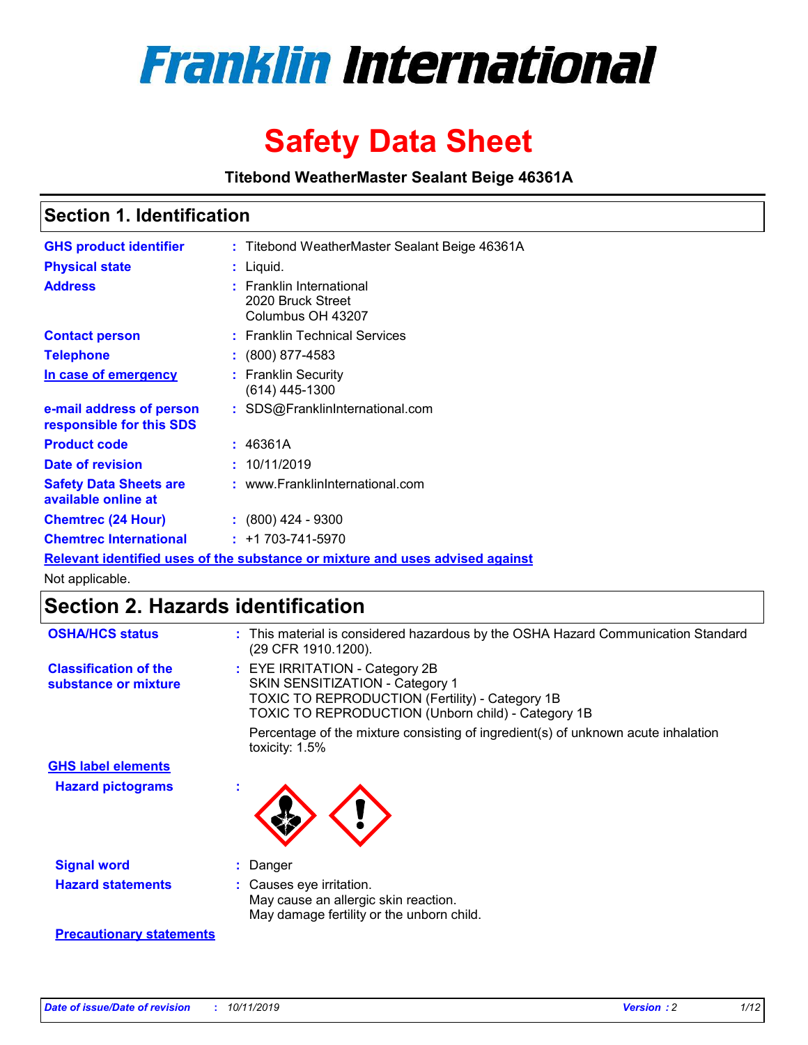# Franklin International

# Safety Data Sheet

**Titebond WeatherMaster Sealant Beige 46361A**

## Section 1. Identification

| | | |
|---|---|---|
| **GHS product identifier** | : | Titebond WeatherMaster Sealant Beige 46361A |
| **Physical state** | : | Liquid. |
| **Address** | : | Franklin International<br>2020 Bruck Street<br>Columbus OH 43207 |
| **Contact person** | : | Franklin Technical Services |
| **Telephone** | : | (800) 877-4583 |
| **In case of emergency** | : | Franklin Security<br>(614) 445-1300 |
| **e-mail address of person responsible for this SDS** | : | SDS@FranklinInternational.com |
| **Product code** | : | 46361A |
| **Date of revision** | : | 10/11/2019 |
| **Safety Data Sheets are available online at** | : | www.FranklinInternational.com |
| **Chemtrec (24 Hour)** | : | (800) 424 - 9300 |
| **Chemtrec International** | : | +1 703-741-5970 |

**Relevant identified uses of the substance or mixture and uses advised against**

Not applicable.

## Section 2. Hazards identification

| | | |
|---|---|---|
| **OSHA/HCS status** | : | This material is considered hazardous by the OSHA Hazard Communication Standard (29 CFR 1910.1200). |
| **Classification of the substance or mixture** | : | EYE IRRITATION - Category 2B<br>SKIN SENSITIZATION - Category 1<br>TOXIC TO REPRODUCTION (Fertility) - Category 1B<br>TOXIC TO REPRODUCTION (Unborn child) - Category 1B<br><br>Percentage of the mixture consisting of ingredient(s) of unknown acute inhalation toxicity: 1.5% |

**GHS label elements**

| | | |
|---|---|---|
| **Hazard pictograms** | : | |
| **Signal word** | : | Danger |
| **Hazard statements** | : | Causes eye irritation.<br>May cause an allergic skin reaction.<br>May damage fertility or the unborn child. |

**Precautionary statements**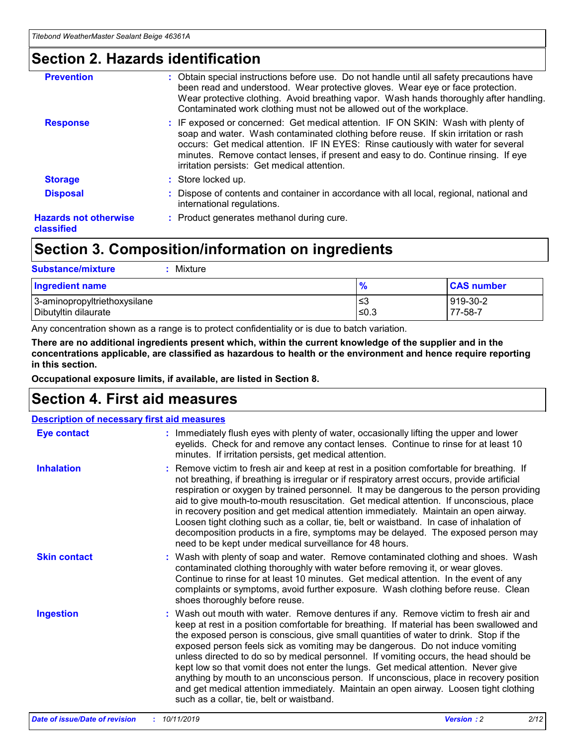## Section 2. Hazards identification

**Prevention** : Obtain special instructions before use. Do not handle until all safety precautions have been read and understood. Wear protective gloves. Wear eye or face protection. Wear protective clothing. Avoid breathing vapor. Wash hands thoroughly after handling. Contaminated work clothing must not be allowed out of the workplace.

**Response** : IF exposed or concerned: Get medical attention. IF ON SKIN: Wash with plenty of soap and water. Wash contaminated clothing before reuse. If skin irritation or rash occurs: Get medical attention. IF IN EYES: Rinse cautiously with water for several minutes. Remove contact lenses, if present and easy to do. Continue rinsing. If eye irritation persists: Get medical attention.

**Storage** : Store locked up.

**Disposal** : Dispose of contents and container in accordance with all local, regional, national and international regulations.

**Hazards not otherwise classified** : Product generates methanol during cure.

## Section 3. Composition/information on ingredients

**Substance/mixture** : Mixture

| Ingredient name | % | CAS number |
| --- | --- | --- |
| 3-aminopropyltriethoxysilane | ≤3 | 919-30-2 |
| Dibutyltin dilaurate | ≤0.3 | 77-58-7 |

Any concentration shown as a range is to protect confidentiality or is due to batch variation.

**There are no additional ingredients present which, within the current knowledge of the supplier and in the concentrations applicable, are classified as hazardous to health or the environment and hence require reporting in this section.**

**Occupational exposure limits, if available, are listed in Section 8.**

## Section 4. First aid measures

### Description of necessary first aid measures

**Eye contact** : Immediately flush eyes with plenty of water, occasionally lifting the upper and lower eyelids. Check for and remove any contact lenses. Continue to rinse for at least 10 minutes. If irritation persists, get medical attention.

**Inhalation** : Remove victim to fresh air and keep at rest in a position comfortable for breathing. If not breathing, if breathing is irregular or if respiratory arrest occurs, provide artificial respiration or oxygen by trained personnel. It may be dangerous to the person providing aid to give mouth-to-mouth resuscitation. Get medical attention. If unconscious, place in recovery position and get medical attention immediately. Maintain an open airway. Loosen tight clothing such as a collar, tie, belt or waistband. In case of inhalation of decomposition products in a fire, symptoms may be delayed. The exposed person may need to be kept under medical surveillance for 48 hours.

**Skin contact** : Wash with plenty of soap and water. Remove contaminated clothing and shoes. Wash contaminated clothing thoroughly with water before removing it, or wear gloves. Continue to rinse for at least 10 minutes. Get medical attention. In the event of any complaints or symptoms, avoid further exposure. Wash clothing before reuse. Clean shoes thoroughly before reuse.

**Ingestion** : Wash out mouth with water. Remove dentures if any. Remove victim to fresh air and keep at rest in a position comfortable for breathing. If material has been swallowed and the exposed person is conscious, give small quantities of water to drink. Stop if the exposed person feels sick as vomiting may be dangerous. Do not induce vomiting unless directed to do so by medical personnel. If vomiting occurs, the head should be kept low so that vomit does not enter the lungs. Get medical attention. Never give anything by mouth to an unconscious person. If unconscious, place in recovery position and get medical attention immediately. Maintain an open airway. Loosen tight clothing such as a collar, tie, belt or waistband.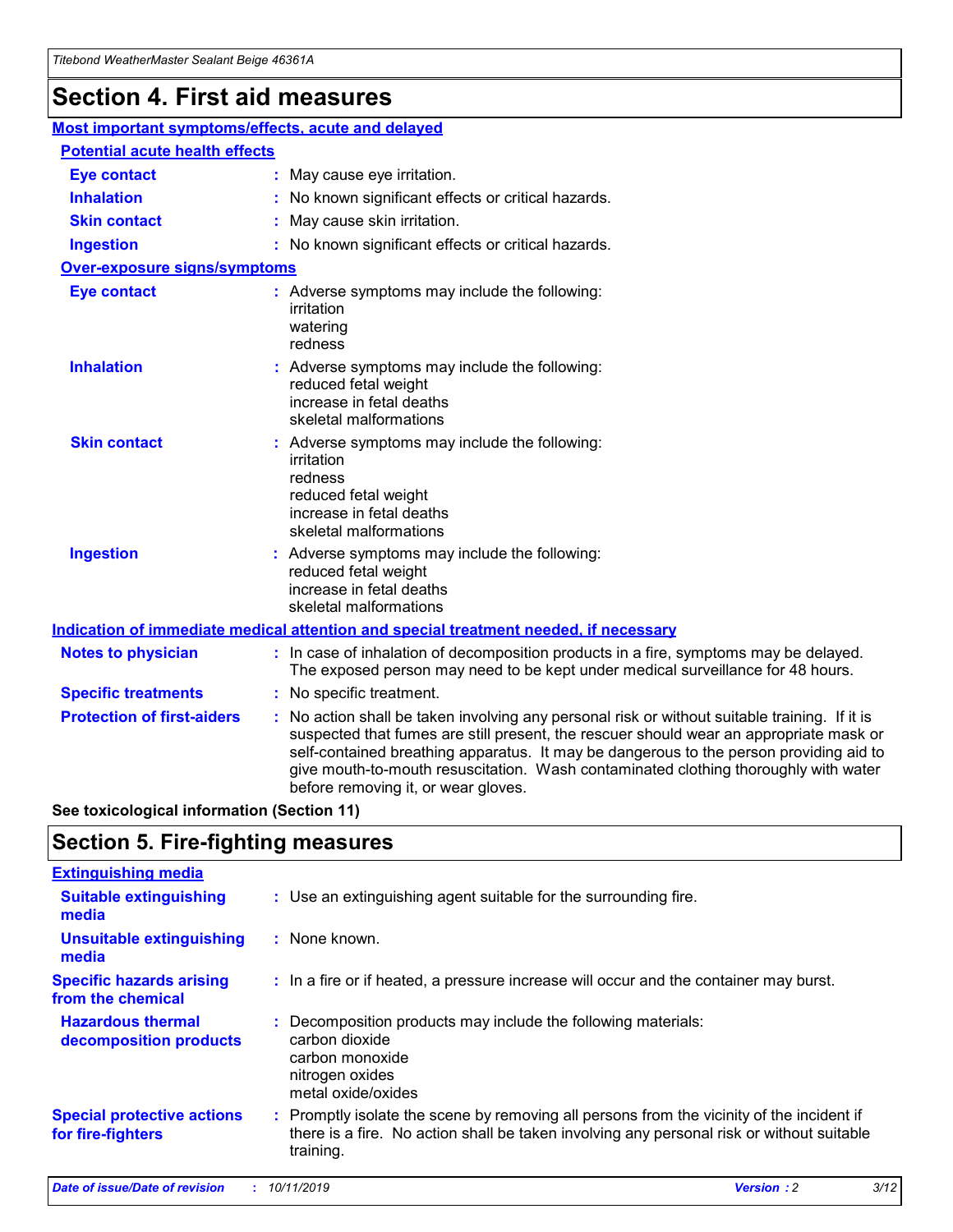# Section 4. First aid measures

## Most important symptoms/effects, acute and delayed

### Potential acute health effects

| | |
|---|---|
| **Eye contact** | : May cause eye irritation. |
| **Inhalation** | : No known significant effects or critical hazards. |
| **Skin contact** | : May cause skin irritation. |
| **Ingestion** | : No known significant effects or critical hazards. |

### Over-exposure signs/symptoms

| | |
|---|---|
| **Eye contact** | : Adverse symptoms may include the following: irritation watering redness |
| **Inhalation** | : Adverse symptoms may include the following: reduced fetal weight increase in fetal deaths skeletal malformations |
| **Skin contact** | : Adverse symptoms may include the following: irritation redness reduced fetal weight increase in fetal deaths skeletal malformations |
| **Ingestion** | : Adverse symptoms may include the following: reduced fetal weight increase in fetal deaths skeletal malformations |

## Indication of immediate medical attention and special treatment needed, if necessary

| | |
|---|---|
| **Notes to physician** | : In case of inhalation of decomposition products in a fire, symptoms may be delayed. The exposed person may need to be kept under medical surveillance for 48 hours. |
| **Specific treatments** | : No specific treatment. |
| **Protection of first-aiders** | : No action shall be taken involving any personal risk or without suitable training. If it is suspected that fumes are still present, the rescuer should wear an appropriate mask or self-contained breathing apparatus. It may be dangerous to the person providing aid to give mouth-to-mouth resuscitation. Wash contaminated clothing thoroughly with water before removing it, or wear gloves. |

**See toxicological information (Section 11)**

# Section 5. Fire-fighting measures

## Extinguishing media

| | |
|---|---|
| **Suitable extinguishing media** | : Use an extinguishing agent suitable for the surrounding fire. |
| **Unsuitable extinguishing media** | : None known. |
| **Specific hazards arising from the chemical** | : In a fire or if heated, a pressure increase will occur and the container may burst. |
| **Hazardous thermal decomposition products** | : Decomposition products may include the following materials: carbon dioxide carbon monoxide nitrogen oxides metal oxide/oxides |
| **Special protective actions for fire-fighters** | : Promptly isolate the scene by removing all persons from the vicinity of the incident if there is a fire. No action shall be taken involving any personal risk or without suitable training. |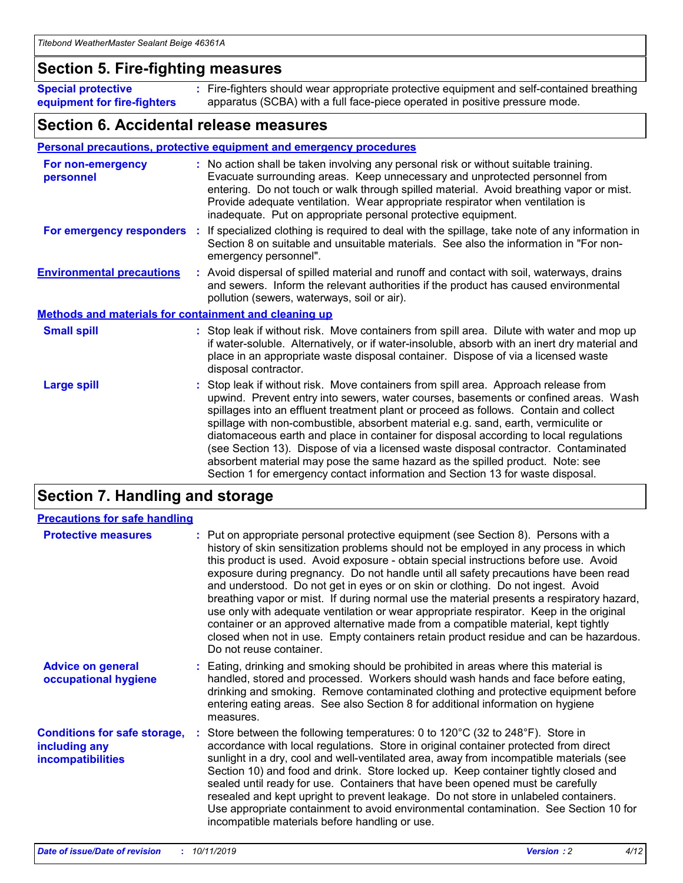## Section 5. Fire-fighting measures

**Special protective equipment for fire-fighters** : Fire-fighters should wear appropriate protective equipment and self-contained breathing apparatus (SCBA) with a full face-piece operated in positive pressure mode.

## Section 6. Accidental release measures

### Personal precautions, protective equipment and emergency procedures

**For non-emergency personnel** : No action shall be taken involving any personal risk or without suitable training. Evacuate surrounding areas. Keep unnecessary and unprotected personnel from entering. Do not touch or walk through spilled material. Avoid breathing vapor or mist. Provide adequate ventilation. Wear appropriate respirator when ventilation is inadequate. Put on appropriate personal protective equipment.

**For emergency responders** : If specialized clothing is required to deal with the spillage, take note of any information in Section 8 on suitable and unsuitable materials. See also the information in "For non-emergency personnel".

**Environmental precautions** : Avoid dispersal of spilled material and runoff and contact with soil, waterways, drains and sewers. Inform the relevant authorities if the product has caused environmental pollution (sewers, waterways, soil or air).

### Methods and materials for containment and cleaning up

**Small spill** : Stop leak if without risk. Move containers from spill area. Dilute with water and mop up if water-soluble. Alternatively, or if water-insoluble, absorb with an inert dry material and place in an appropriate waste disposal container. Dispose of via a licensed waste disposal contractor.

**Large spill** : Stop leak if without risk. Move containers from spill area. Approach release from upwind. Prevent entry into sewers, water courses, basements or confined areas. Wash spillages into an effluent treatment plant or proceed as follows. Contain and collect spillage with non-combustible, absorbent material e.g. sand, earth, vermiculite or diatomaceous earth and place in container for disposal according to local regulations (see Section 13). Dispose of via a licensed waste disposal contractor. Contaminated absorbent material may pose the same hazard as the spilled product. Note: see Section 1 for emergency contact information and Section 13 for waste disposal.

## Section 7. Handling and storage

### Precautions for safe handling

**Protective measures** : Put on appropriate personal protective equipment (see Section 8). Persons with a history of skin sensitization problems should not be employed in any process in which this product is used. Avoid exposure - obtain special instructions before use. Avoid exposure during pregnancy. Do not handle until all safety precautions have been read and understood. Do not get in eyes or on skin or clothing. Do not ingest. Avoid breathing vapor or mist. If during normal use the material presents a respiratory hazard, use only with adequate ventilation or wear appropriate respirator. Keep in the original container or an approved alternative made from a compatible material, kept tightly closed when not in use. Empty containers retain product residue and can be hazardous. Do not reuse container.

**Advice on general occupational hygiene** : Eating, drinking and smoking should be prohibited in areas where this material is handled, stored and processed. Workers should wash hands and face before eating, drinking and smoking. Remove contaminated clothing and protective equipment before entering eating areas. See also Section 8 for additional information on hygiene measures.

**Conditions for safe storage, including any incompatibilities** : Store between the following temperatures: 0 to 120°C (32 to 248°F). Store in accordance with local regulations. Store in original container protected from direct sunlight in a dry, cool and well-ventilated area, away from incompatible materials (see Section 10) and food and drink. Store locked up. Keep container tightly closed and sealed until ready for use. Containers that have been opened must be carefully resealed and kept upright to prevent leakage. Do not store in unlabeled containers. Use appropriate containment to avoid environmental contamination. See Section 10 for incompatible materials before handling or use.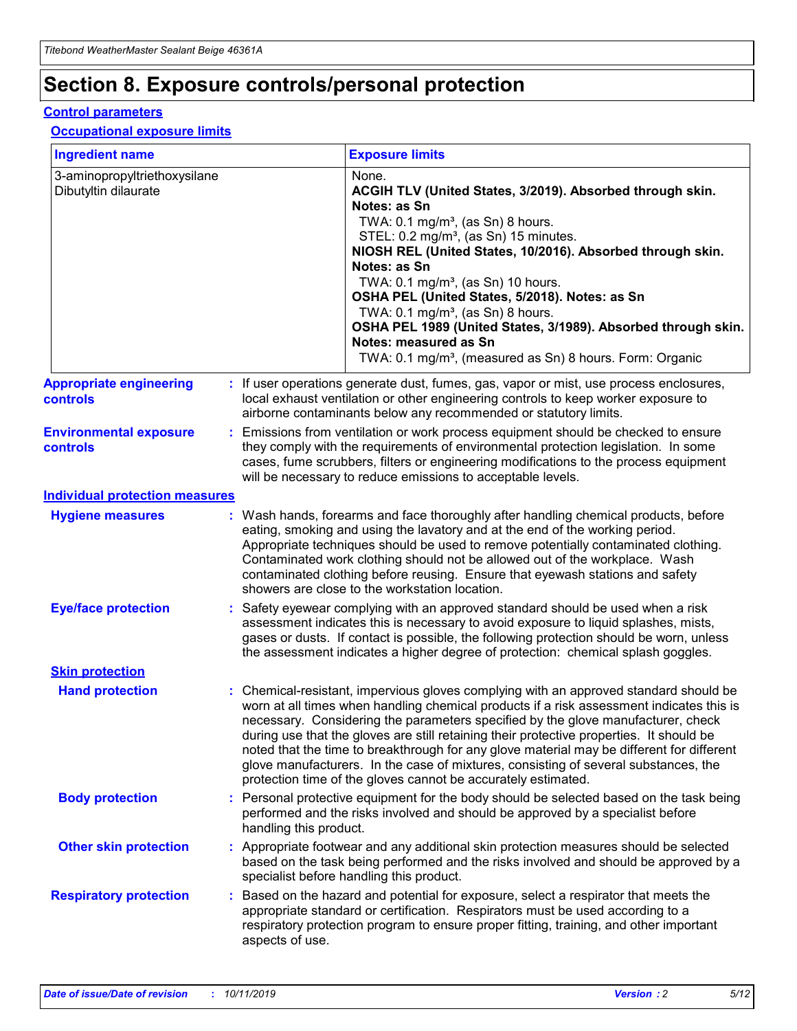# Section 8. Exposure controls/personal protection

## Control parameters

### Occupational exposure limits

| Ingredient name | Exposure limits |
| --- | --- |
| 3-aminopropyltriethoxysilane | None. |
| Dibutyltin dilaurate | **ACGIH TLV (United States, 3/2019). Absorbed through skin. Notes: as Sn**<br>TWA: 0.1 mg/m³, (as Sn) 8 hours.<br>STEL: 0.2 mg/m³, (as Sn) 15 minutes.<br>**NIOSH REL (United States, 10/2016). Absorbed through skin. Notes: as Sn**<br>TWA: 0.1 mg/m³, (as Sn) 10 hours.<br>**OSHA PEL (United States, 5/2018). Notes: as Sn**<br>TWA: 0.1 mg/m³, (as Sn) 8 hours.<br>**OSHA PEL 1989 (United States, 3/1989). Absorbed through skin. Notes: measured as Sn**<br>TWA: 0.1 mg/m³, (measured as Sn) 8 hours. Form: Organic |

**Appropriate engineering controls** : If user operations generate dust, fumes, gas, vapor or mist, use process enclosures, local exhaust ventilation or other engineering controls to keep worker exposure to airborne contaminants below any recommended or statutory limits.

**Environmental exposure controls** : Emissions from ventilation or work process equipment should be checked to ensure they comply with the requirements of environmental protection legislation. In some cases, fume scrubbers, filters or engineering modifications to the process equipment will be necessary to reduce emissions to acceptable levels.

## Individual protection measures

**Hygiene measures** : Wash hands, forearms and face thoroughly after handling chemical products, before eating, smoking and using the lavatory and at the end of the working period. Appropriate techniques should be used to remove potentially contaminated clothing. Contaminated work clothing should not be allowed out of the workplace. Wash contaminated clothing before reusing. Ensure that eyewash stations and safety showers are close to the workstation location.

**Eye/face protection** : Safety eyewear complying with an approved standard should be used when a risk assessment indicates this is necessary to avoid exposure to liquid splashes, mists, gases or dusts. If contact is possible, the following protection should be worn, unless the assessment indicates a higher degree of protection: chemical splash goggles.

### Skin protection

**Hand protection** : Chemical-resistant, impervious gloves complying with an approved standard should be worn at all times when handling chemical products if a risk assessment indicates this is necessary. Considering the parameters specified by the glove manufacturer, check during use that the gloves are still retaining their protective properties. It should be noted that the time to breakthrough for any glove material may be different for different glove manufacturers. In the case of mixtures, consisting of several substances, the protection time of the gloves cannot be accurately estimated.

**Body protection** : Personal protective equipment for the body should be selected based on the task being performed and the risks involved and should be approved by a specialist before handling this product.

**Other skin protection** : Appropriate footwear and any additional skin protection measures should be selected based on the task being performed and the risks involved and should be approved by a specialist before handling this product.

**Respiratory protection** : Based on the hazard and potential for exposure, select a respirator that meets the appropriate standard or certification. Respirators must be used according to a respiratory protection program to ensure proper fitting, training, and other important aspects of use.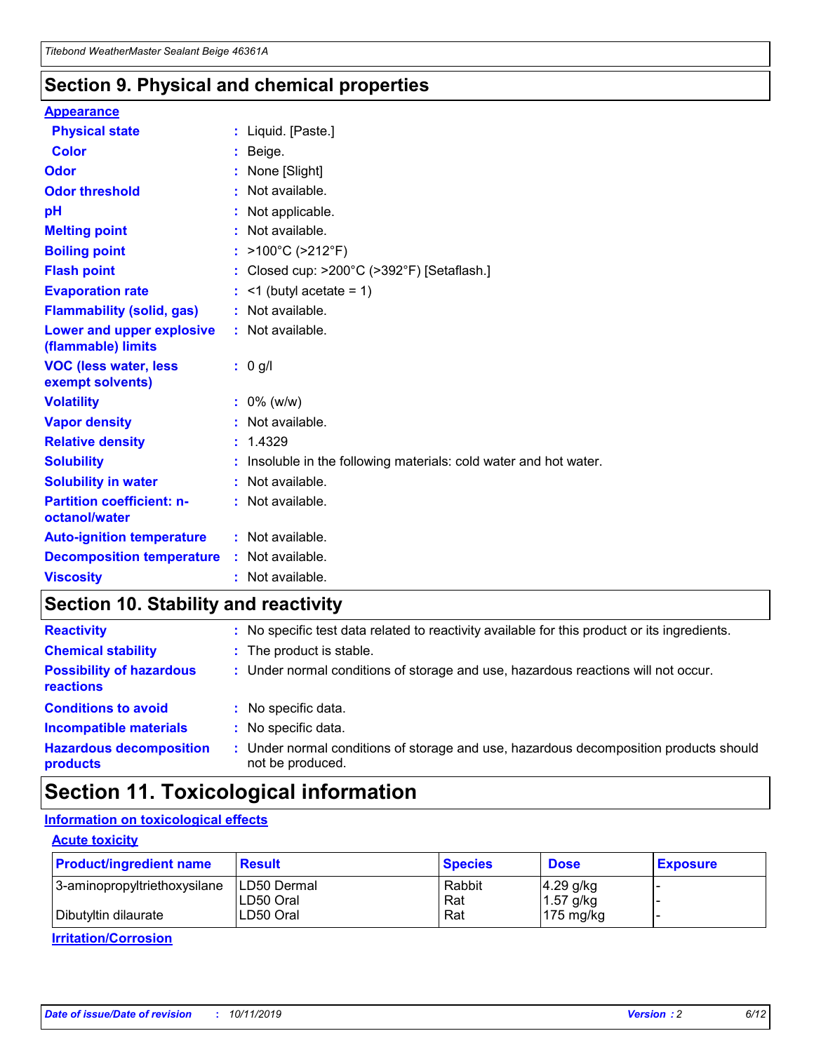## Section 9. Physical and chemical properties

### Appearance

| | | |
|---|---|---|
| **Physical state** | : | Liquid. [Paste.] |
| **Color** | : | Beige. |
| **Odor** | : | None [Slight] |
| **Odor threshold** | : | Not available. |
| **pH** | : | Not applicable. |
| **Melting point** | : | Not available. |
| **Boiling point** | : | >100°C (>212°F) |
| **Flash point** | : | Closed cup: >200°C (>392°F) [Setaflash.] |
| **Evaporation rate** | : | <1 (butyl acetate = 1) |
| **Flammability (solid, gas)** | : | Not available. |
| **Lower and upper explosive (flammable) limits** | : | Not available. |
| **VOC (less water, less exempt solvents)** | : | 0 g/l |
| **Volatility** | : | 0% (w/w) |
| **Vapor density** | : | Not available. |
| **Relative density** | : | 1.4329 |
| **Solubility** | : | Insoluble in the following materials: cold water and hot water. |
| **Solubility in water** | : | Not available. |
| **Partition coefficient: n-octanol/water** | : | Not available. |
| **Auto-ignition temperature** | : | Not available. |
| **Decomposition temperature** | : | Not available. |
| **Viscosity** | : | Not available. |

## Section 10. Stability and reactivity

| | | |
|---|---|---|
| **Reactivity** | : | No specific test data related to reactivity available for this product or its ingredients. |
| **Chemical stability** | : | The product is stable. |
| **Possibility of hazardous reactions** | : | Under normal conditions of storage and use, hazardous reactions will not occur. |
| **Conditions to avoid** | : | No specific data. |
| **Incompatible materials** | : | No specific data. |
| **Hazardous decomposition products** | : | Under normal conditions of storage and use, hazardous decomposition products should not be produced. |

## Section 11. Toxicological information

### Information on toxicological effects

#### Acute toxicity

| Product/ingredient name | Result | Species | Dose | Exposure |
|---|---|---|---|---|
| 3-aminopropyltriethoxysilane | LD50 Dermal | Rabbit | 4.29 g/kg | - |
| | LD50 Oral | Rat | 1.57 g/kg | - |
| Dibutyltin dilaurate | LD50 Oral | Rat | 175 mg/kg | - |

#### Irritation/Corrosion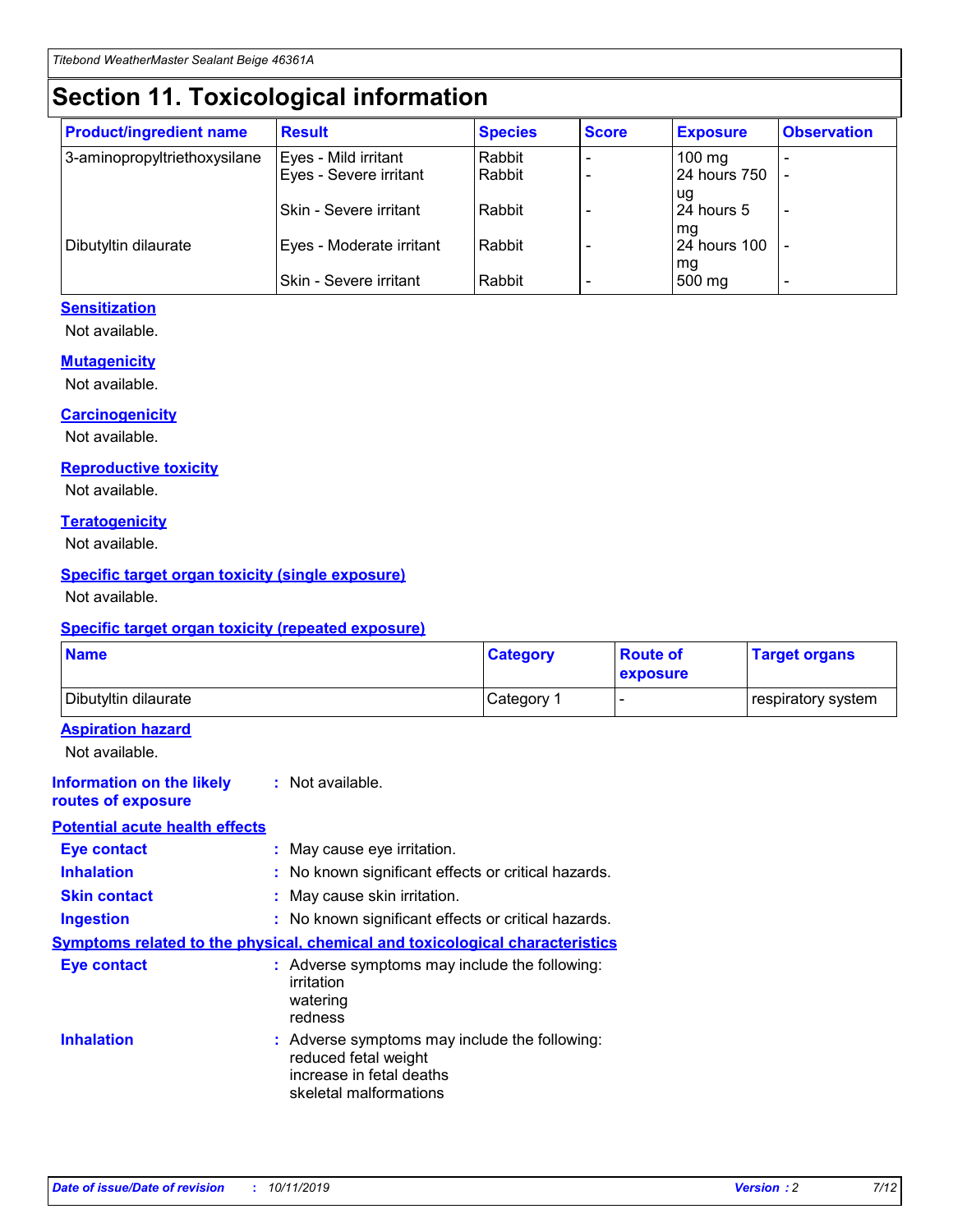# Section 11. Toxicological information

| Product/ingredient name | Result | Species | Score | Exposure | Observation |
|---|---|---|---|---|---|
| 3-aminopropyltriethoxysilane | Eyes - Mild irritant | Rabbit | - | 100 mg | - |
| | Eyes - Severe irritant | Rabbit | - | 24 hours 750 ug | - |
| | Skin - Severe irritant | Rabbit | - | 24 hours 5 mg | - |
| Dibutyltin dilaurate | Eyes - Moderate irritant | Rabbit | - | 24 hours 100 mg | - |
| | Skin - Severe irritant | Rabbit | - | 500 mg | - |

**Sensitization**

Not available.

**Mutagenicity**

Not available.

**Carcinogenicity**

Not available.

**Reproductive toxicity**

Not available.

**Teratogenicity**

Not available.

**Specific target organ toxicity (single exposure)**

Not available.

**Specific target organ toxicity (repeated exposure)**

| Name | Category | Route of exposure | Target organs |
|---|---|---|---|
| Dibutyltin dilaurate | Category 1 | - | respiratory system |

**Aspiration hazard**

Not available.

**Information on the likely routes of exposure** : Not available.

**Potential acute health effects**

**Eye contact** : May cause eye irritation.

**Inhalation** : No known significant effects or critical hazards.

**Skin contact** : May cause skin irritation.

**Ingestion** : No known significant effects or critical hazards.

**Symptoms related to the physical, chemical and toxicological characteristics**

**Eye contact** : Adverse symptoms may include the following:
irritation
watering
redness

**Inhalation** : Adverse symptoms may include the following:
reduced fetal weight
increase in fetal deaths
skeletal malformations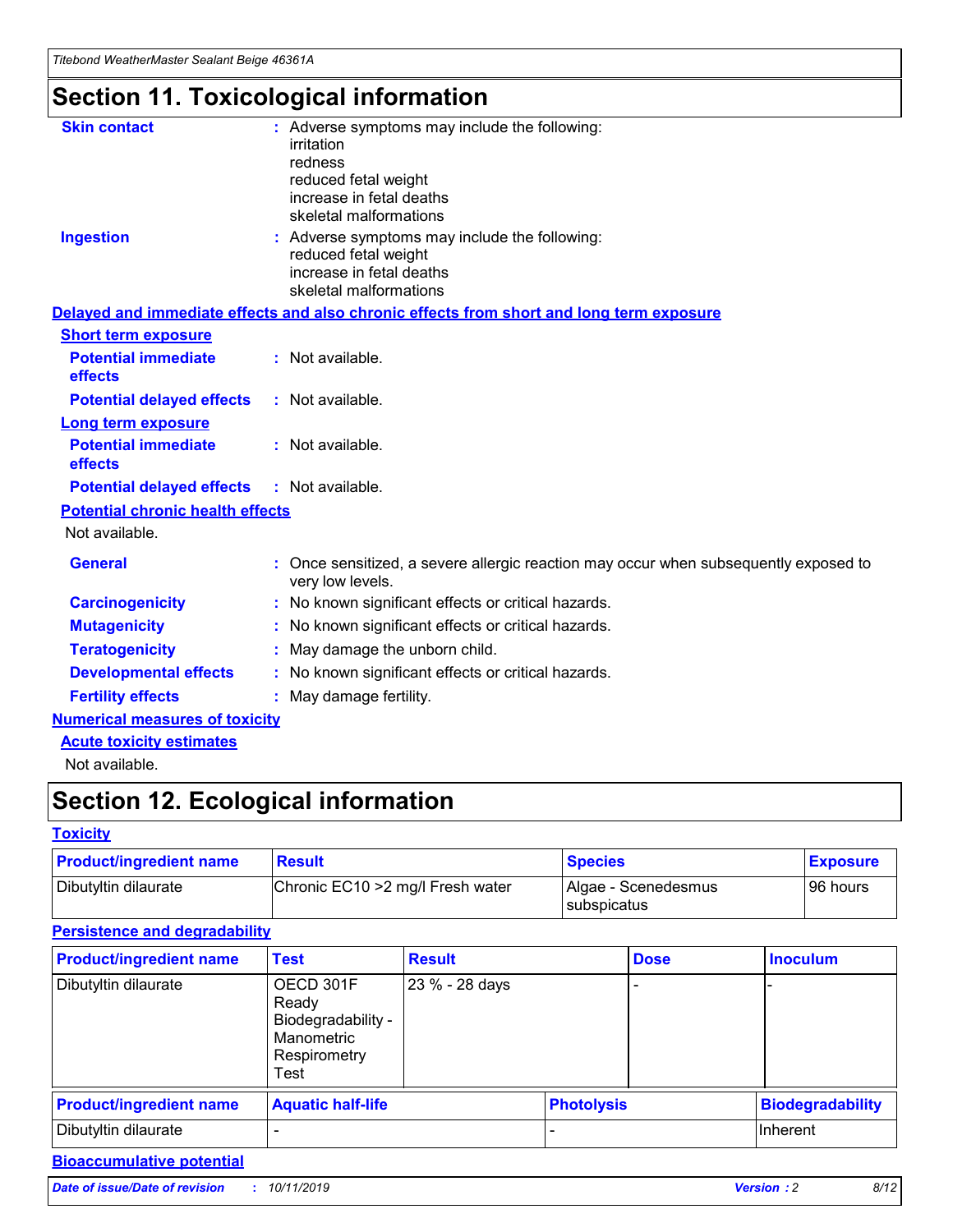# Section 11. Toxicological information

**Skin contact** : Adverse symptoms may include the following:
irritation
redness
reduced fetal weight
increase in fetal deaths
skeletal malformations

**Ingestion** : Adverse symptoms may include the following:
reduced fetal weight
increase in fetal deaths
skeletal malformations

**Delayed and immediate effects and also chronic effects from short and long term exposure**

**Short term exposure**

**Potential immediate effects** : Not available.

**Potential delayed effects** : Not available.

**Long term exposure**

**Potential immediate effects** : Not available.

**Potential delayed effects** : Not available.

**Potential chronic health effects**

Not available.

**General** : Once sensitized, a severe allergic reaction may occur when subsequently exposed to very low levels.

**Carcinogenicity** : No known significant effects or critical hazards.

**Mutagenicity** : No known significant effects or critical hazards.

**Teratogenicity** : May damage the unborn child.

**Developmental effects** : No known significant effects or critical hazards.

**Fertility effects** : May damage fertility.

**Numerical measures of toxicity**

**Acute toxicity estimates**

Not available.

# Section 12. Ecological information

**Toxicity**

| Product/ingredient name | Result | Species | Exposure |
|---|---|---|---|
| Dibutyltin dilaurate | Chronic EC10 >2 mg/l Fresh water | Algae - Scenedesmus subspicatus | 96 hours |

**Persistence and degradability**

| Product/ingredient name | Test | Result | Dose | Inoculum |
|---|---|---|---|---|
| Dibutyltin dilaurate | OECD 301F Ready Biodegradability - Manometric Respirometry Test | 23 % - 28 days | - | - |

| Product/ingredient name | Aquatic half-life | Photolysis | Biodegradability |
|---|---|---|---|
| Dibutyltin dilaurate | - | - | Inherent |

**Bioaccumulative potential**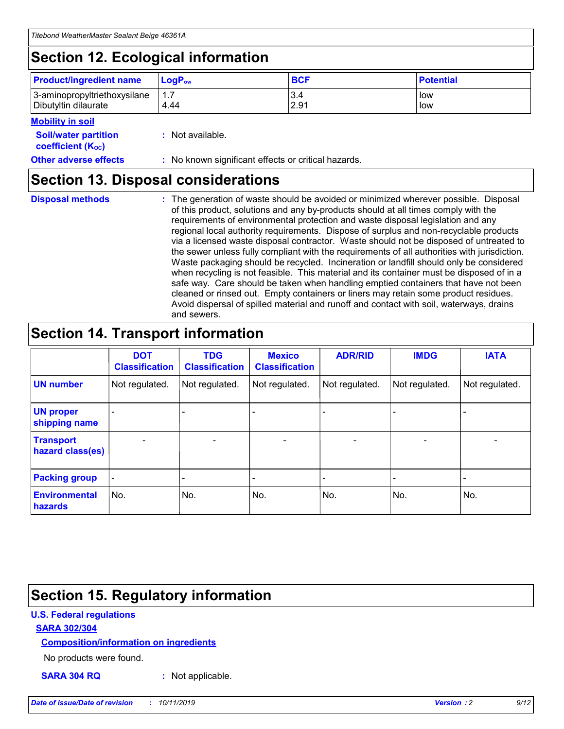## Section 12. Ecological information

| Product/ingredient name | $LogP_{ow}$ | BCF | Potential |
| --- | --- | --- | --- |
| 3-aminopropyltriethoxysilane | 1.7 | 3.4 | low |
| Dibutyltin dilaurate | 4.44 | 2.91 | low |

**Mobility in soil**

**Soil/water partition coefficient ($K_{OC}$)** : Not available.

**Other adverse effects** : No known significant effects or critical hazards.

## Section 13. Disposal considerations

**Disposal methods** : The generation of waste should be avoided or minimized wherever possible. Disposal of this product, solutions and any by-products should at all times comply with the requirements of environmental protection and waste disposal legislation and any regional local authority requirements. Dispose of surplus and non-recyclable products via a licensed waste disposal contractor. Waste should not be disposed of untreated to the sewer unless fully compliant with the requirements of all authorities with jurisdiction. Waste packaging should be recycled. Incineration or landfill should only be considered when recycling is not feasible. This material and its container must be disposed of in a safe way. Care should be taken when handling emptied containers that have not been cleaned or rinsed out. Empty containers or liners may retain some product residues. Avoid dispersal of spilled material and runoff and contact with soil, waterways, drains and sewers.

## Section 14. Transport information

| | DOT Classification | TDG Classification | Mexico Classification | ADR/RID | IMDG | IATA |
| --- | --- | --- | --- | --- | --- | --- |
| UN number | Not regulated. | Not regulated. | Not regulated. | Not regulated. | Not regulated. | Not regulated. |
| UN proper shipping name | - | - | - | - | - | - |
| Transport hazard class(es) | - | - | - | - | - | - |
| Packing group | - | - | - | - | - | - |
| Environmental hazards | No. | No. | No. | No. | No. | No. |

## Section 15. Regulatory information

**U.S. Federal regulations**

**SARA 302/304**

**Composition/information on ingredients**

No products were found.

**SARA 304 RQ** : Not applicable.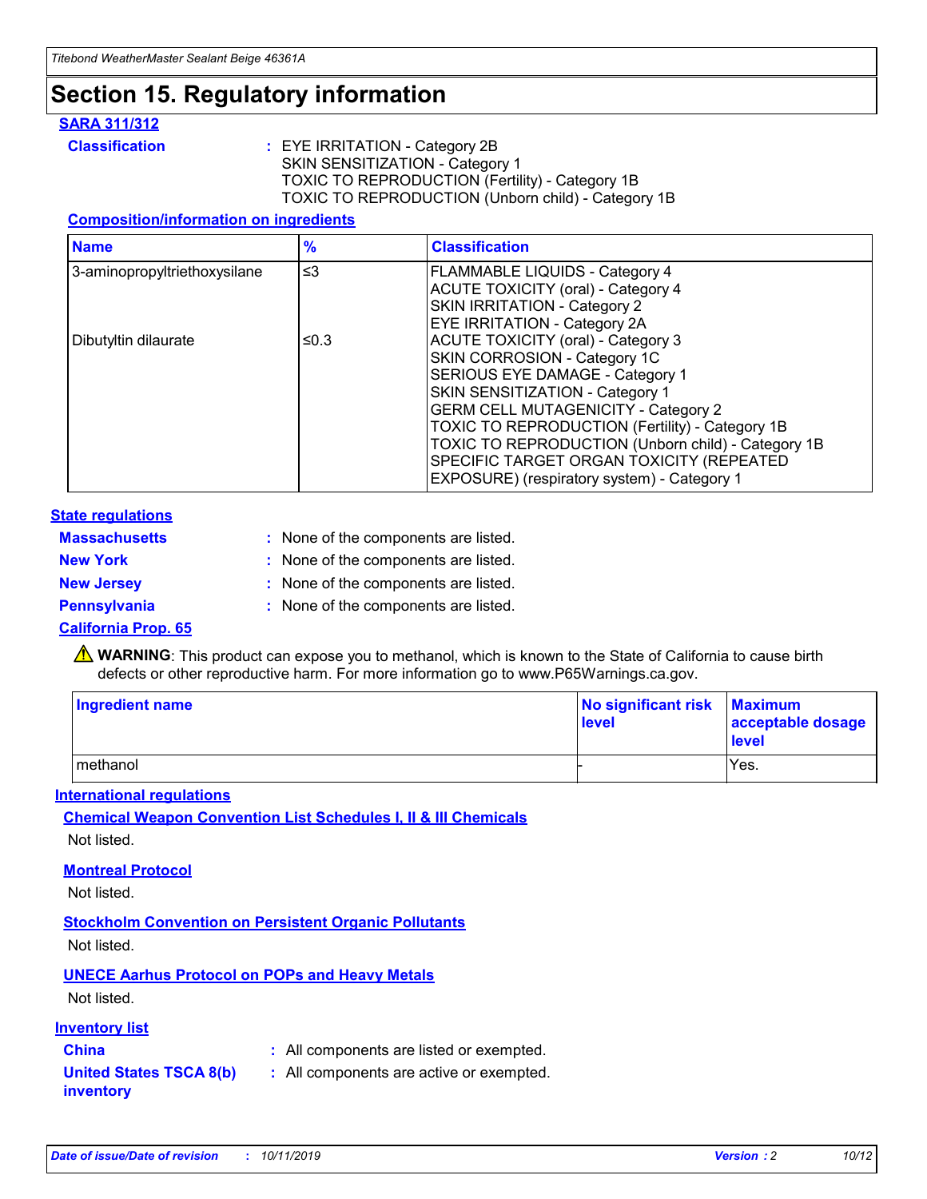# Section 15. Regulatory information

**SARA 311/312**

**Classification** : EYE IRRITATION - Category 2B
SKIN SENSITIZATION - Category 1
TOXIC TO REPRODUCTION (Fertility) - Category 1B
TOXIC TO REPRODUCTION (Unborn child) - Category 1B

**Composition/information on ingredients**

| Name | % | Classification |
|---|---|---|
| 3-aminopropyltriethoxysilane | ≤3 | FLAMMABLE LIQUIDS - Category 4<br>ACUTE TOXICITY (oral) - Category 4<br>SKIN IRRITATION - Category 2<br>EYE IRRITATION - Category 2A |
| Dibutyltin dilaurate | ≤0.3 | ACUTE TOXICITY (oral) - Category 3<br>SKIN CORROSION - Category 1C<br>SERIOUS EYE DAMAGE - Category 1<br>SKIN SENSITIZATION - Category 1<br>GERM CELL MUTAGENICITY - Category 2<br>TOXIC TO REPRODUCTION (Fertility) - Category 1B<br>TOXIC TO REPRODUCTION (Unborn child) - Category 1B<br>SPECIFIC TARGET ORGAN TOXICITY (REPEATED EXPOSURE) (respiratory system) - Category 1 |

**State regulations**

**Massachusetts** : None of the components are listed.

**New York** : None of the components are listed.

**New Jersey** : None of the components are listed.

**Pennsylvania** : None of the components are listed.

**California Prop. 65**

⚠ **WARNING**: This product can expose you to methanol, which is known to the State of California to cause birth defects or other reproductive harm. For more information go to www.P65Warnings.ca.gov.

| Ingredient name | No significant risk level | Maximum acceptable dosage level |
|---|---|---|
| methanol | - | Yes. |

**International regulations**

**Chemical Weapon Convention List Schedules I, II & III Chemicals**

Not listed.

**Montreal Protocol**

Not listed.

**Stockholm Convention on Persistent Organic Pollutants**

Not listed.

**UNECE Aarhus Protocol on POPs and Heavy Metals**

Not listed.

**Inventory list**

**China** : All components are listed or exempted.

**United States TSCA 8(b) inventory** : All components are active or exempted.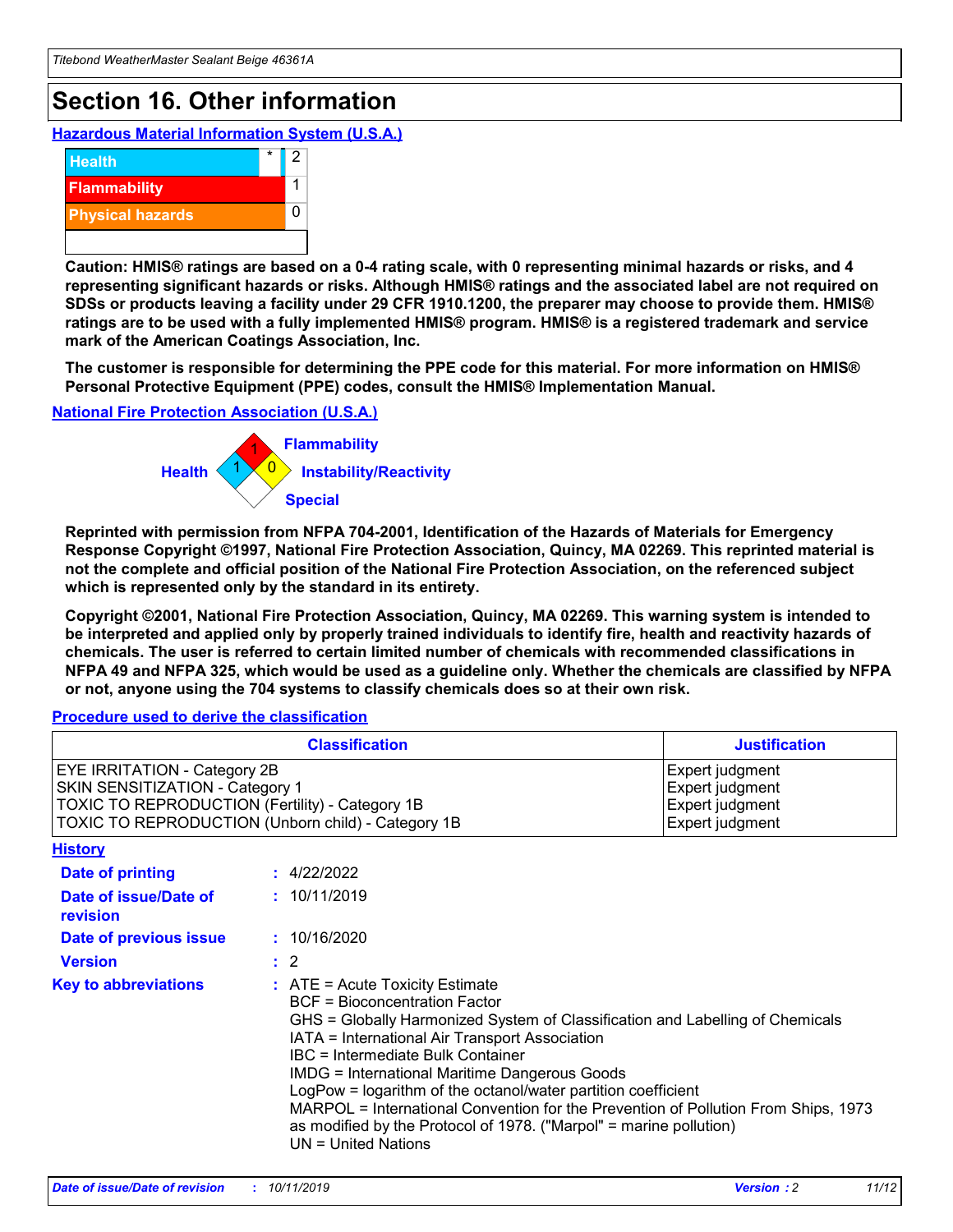# Section 16. Other information

### Hazardous Material Information System (U.S.A.)

| | | |
|---|---|---|
| Health | * | 2 |
| Flammability | | 1 |
| Physical hazards | | 0 |
| | | |

**Caution: HMIS® ratings are based on a 0-4 rating scale, with 0 representing minimal hazards or risks, and 4 representing significant hazards or risks. Although HMIS® ratings and the associated label are not required on SDSs or products leaving a facility under 29 CFR 1910.1200, the preparer may choose to provide them. HMIS® ratings are to be used with a fully implemented HMIS® program. HMIS® is a registered trademark and service mark of the American Coatings Association, Inc.**

**The customer is responsible for determining the PPE code for this material. For more information on HMIS® Personal Protective Equipment (PPE) codes, consult the HMIS® Implementation Manual.**

### National Fire Protection Association (U.S.A.)

Flammability: 1
Health: 1
Instability/Reactivity: 0
Special:

**Reprinted with permission from NFPA 704-2001, Identification of the Hazards of Materials for Emergency Response Copyright ©1997, National Fire Protection Association, Quincy, MA 02269. This reprinted material is not the complete and official position of the National Fire Protection Association, on the referenced subject which is represented only by the standard in its entirety.**

**Copyright ©2001, National Fire Protection Association, Quincy, MA 02269. This warning system is intended to be interpreted and applied only by properly trained individuals to identify fire, health and reactivity hazards of chemicals. The user is referred to certain limited number of chemicals with recommended classifications in NFPA 49 and NFPA 325, which would be used as a guideline only. Whether the chemicals are classified by NFPA or not, anyone using the 704 systems to classify chemicals does so at their own risk.**

### Procedure used to derive the classification

| Classification | Justification |
|---|---|
| EYE IRRITATION - Category 2B | Expert judgment |
| SKIN SENSITIZATION - Category 1 | Expert judgment |
| TOXIC TO REPRODUCTION (Fertility) - Category 1B | Expert judgment |
| TOXIC TO REPRODUCTION (Unborn child) - Category 1B | Expert judgment |

### History

**Date of printing** : 4/22/2022

**Date of issue/Date of revision** : 10/11/2019

**Date of previous issue** : 10/16/2020

**Version** : 2

**Key to abbreviations** :
ATE = Acute Toxicity Estimate
BCF = Bioconcentration Factor
GHS = Globally Harmonized System of Classification and Labelling of Chemicals
IATA = International Air Transport Association
IBC = Intermediate Bulk Container
IMDG = International Maritime Dangerous Goods
LogPow = logarithm of the octanol/water partition coefficient
MARPOL = International Convention for the Prevention of Pollution From Ships, 1973 as modified by the Protocol of 1978. ("Marpol" = marine pollution)
UN = United Nations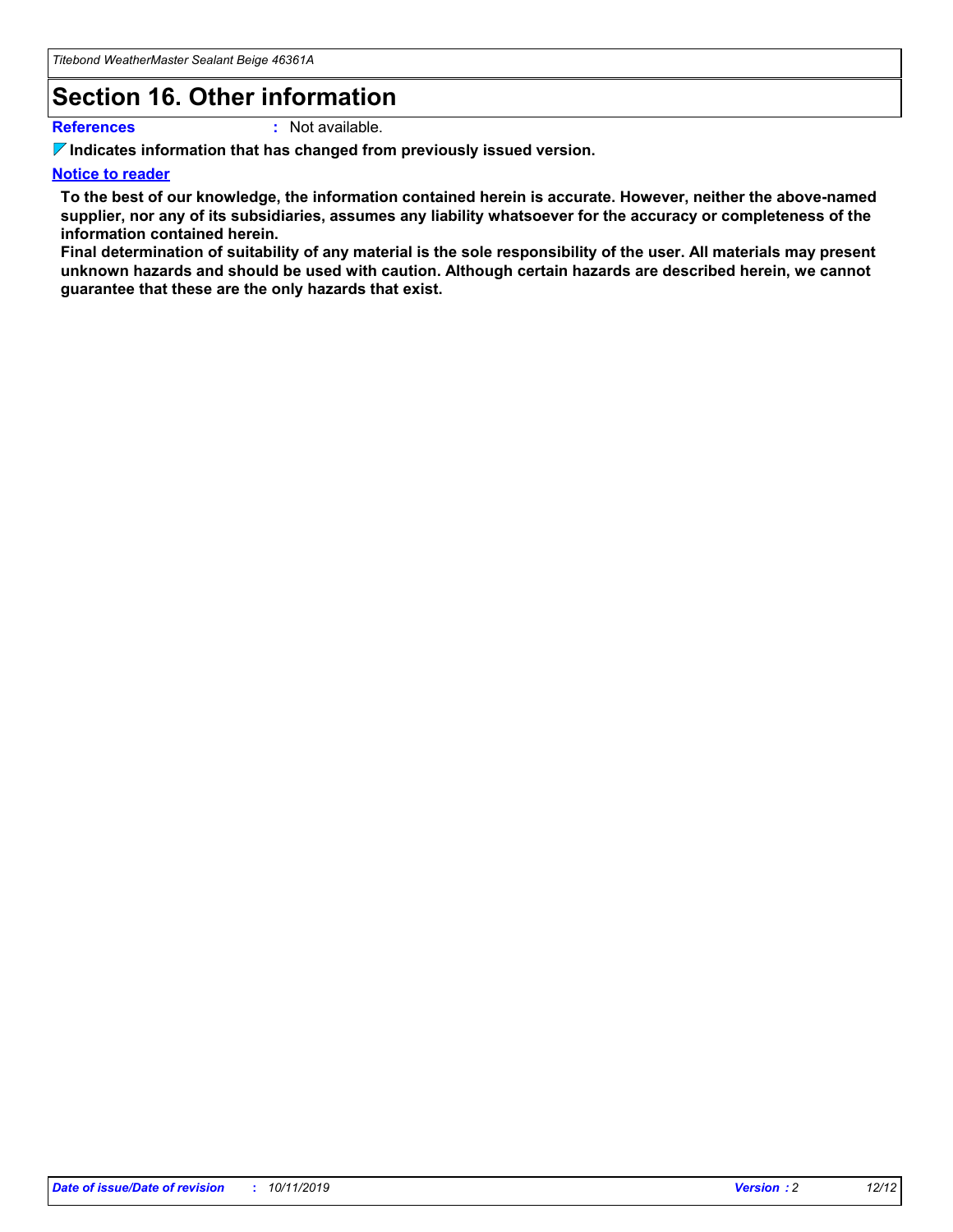# Section 16. Other information

**References** : Not available.

**Indicates information that has changed from previously issued version.**

**Notice to reader**

**To the best of our knowledge, the information contained herein is accurate. However, neither the above-named supplier, nor any of its subsidiaries, assumes any liability whatsoever for the accuracy or completeness of the information contained herein.**

**Final determination of suitability of any material is the sole responsibility of the user. All materials may present unknown hazards and should be used with caution. Although certain hazards are described herein, we cannot guarantee that these are the only hazards that exist.**